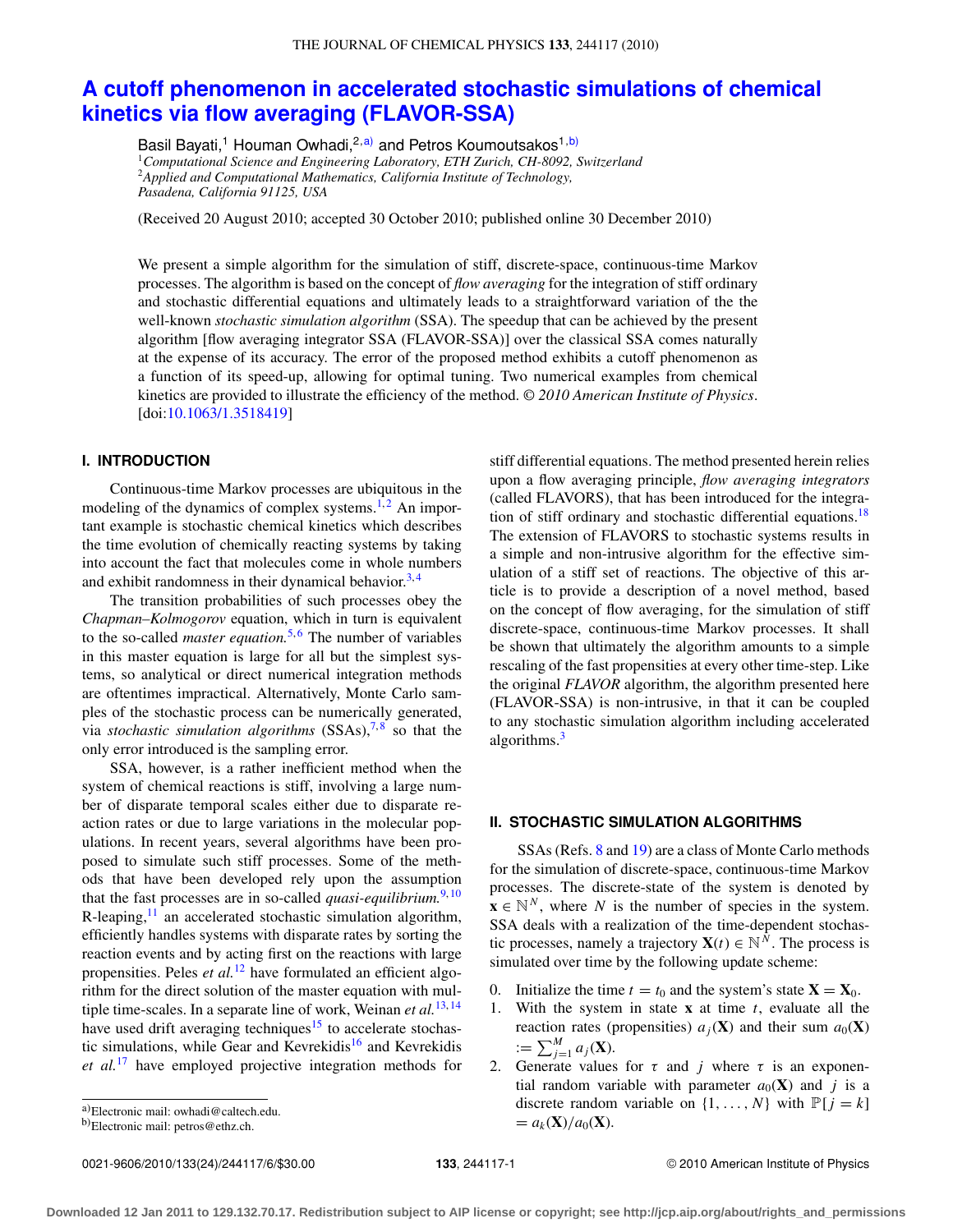# A cutoff phenomenon in accelerated stochastic simulations of chemical kinetics via flow averaging (FLAVOR-SSA)

Basil Bayati,[1] Houman Owhadi,[2,a)] and Petros Koumoutsakos[1,b)]

[1]*Computational Science and Engineering Laboratory, ETH Zurich, CH-8092, Switzerland*
[2]*Applied and Computational Mathematics, California Institute of Technology, Pasadena, California 91125, USA*

(Received 20 August 2010; accepted 30 October 2010; published online 30 December 2010)

We present a simple algorithm for the simulation of stiff, discrete-space, continuous-time Markov processes. The algorithm is based on the concept of *flow averaging* for the integration of stiff ordinary and stochastic differential equations and ultimately leads to a straightforward variation of the the well-known *stochastic simulation algorithm* (SSA). The speedup that can be achieved by the present algorithm [flow averaging integrator SSA (FLAVOR-SSA)] over the classical SSA comes naturally at the expense of its accuracy. The error of the proposed method exhibits a cutoff phenomenon as a function of its speed-up, allowing for optimal tuning. Two numerical examples from chemical kinetics are provided to illustrate the efficiency of the method. © *2010 American Institute of Physics*. [doi:10.1063/1.3518419]

## I. INTRODUCTION

Continuous-time Markov processes are ubiquitous in the modeling of the dynamics of complex systems.[1,2] An important example is stochastic chemical kinetics which describes the time evolution of chemically reacting systems by taking into account the fact that molecules come in whole numbers and exhibit randomness in their dynamical behavior.[3,4]

The transition probabilities of such processes obey the *Chapman–Kolmogorov* equation, which in turn is equivalent to the so-called *master equation*.[5,6] The number of variables in this master equation is large for all but the simplest systems, so analytical or direct numerical integration methods are oftentimes impractical. Alternatively, Monte Carlo samples of the stochastic process can be numerically generated, via *stochastic simulation algorithms* (SSAs),[7,8] so that the only error introduced is the sampling error.

SSA, however, is a rather inefficient method when the system of chemical reactions is stiff, involving a large number of disparate temporal scales either due to disparate reaction rates or due to large variations in the molecular populations. In recent years, several algorithms have been proposed to simulate such stiff processes. Some of the methods that have been developed rely upon the assumption that the fast processes are in so-called *quasi-equilibrium*.[9,10] R-leaping,[11] an accelerated stochastic simulation algorithm, efficiently handles systems with disparate rates by sorting the reaction events and by acting first on the reactions with large propensities. Peles *et al.*[12] have formulated an efficient algorithm for the direct solution of the master equation with multiple time-scales. In a separate line of work, Weinan *et al.*[13,14] have used drift averaging techniques[15] to accelerate stochastic simulations, while Gear and Kevrekidis[16] and Kevrekidis *et al.*[17] have employed projective integration methods for stiff differential equations. The method presented herein relies upon a flow averaging principle, *flow averaging integrators* (called FLAVORS), that has been introduced for the integration of stiff ordinary and stochastic differential equations.[18] The extension of FLAVORS to stochastic systems results in a simple and non-intrusive algorithm for the effective simulation of a stiff set of reactions. The objective of this article is to provide a description of a novel method, based on the concept of flow averaging, for the simulation of stiff discrete-space, continuous-time Markov processes. It shall be shown that ultimately the algorithm amounts to a simple rescaling of the fast propensities at every other time-step. Like the original *FLAVOR* algorithm, the algorithm presented here (FLAVOR-SSA) is non-intrusive, in that it can be coupled to any stochastic simulation algorithm including accelerated algorithms.[3]

## II. STOCHASTIC SIMULATION ALGORITHMS

SSAs (Refs. 8 and 19) are a class of Monte Carlo methods for the simulation of discrete-space, continuous-time Markov processes. The discrete-state of the system is denoted by $\mathbf{x} \in \mathbb{N}^N$, where $N$ is the number of species in the system. SSA deals with a realization of the time-dependent stochastic processes, namely a trajectory $\mathbf{X}(t) \in \mathbb{N}^N$. The process is simulated over time by the following update scheme:

0. Initialize the time $t = t_0$ and the system's state $\mathbf{X} = \mathbf{X}_0$.
1. With the system in state $\mathbf{x}$ at time $t$, evaluate all the reaction rates (propensities) $a_j(\mathbf{X})$ and their sum $a_0(\mathbf{X}) := \sum_{j=1}^{M} a_j(\mathbf{X})$.
2. Generate values for $\tau$ and $j$ where $\tau$ is an exponential random variable with parameter $a_0(\mathbf{X})$ and $j$ is a discrete random variable on $\{1, \ldots, N\}$ with $\mathbb{P}[j = k] = a_k(\mathbf{X})/a_0(\mathbf{X})$.

a)Electronic mail: owhadi@caltech.edu.
b)Electronic mail: petros@ethz.ch.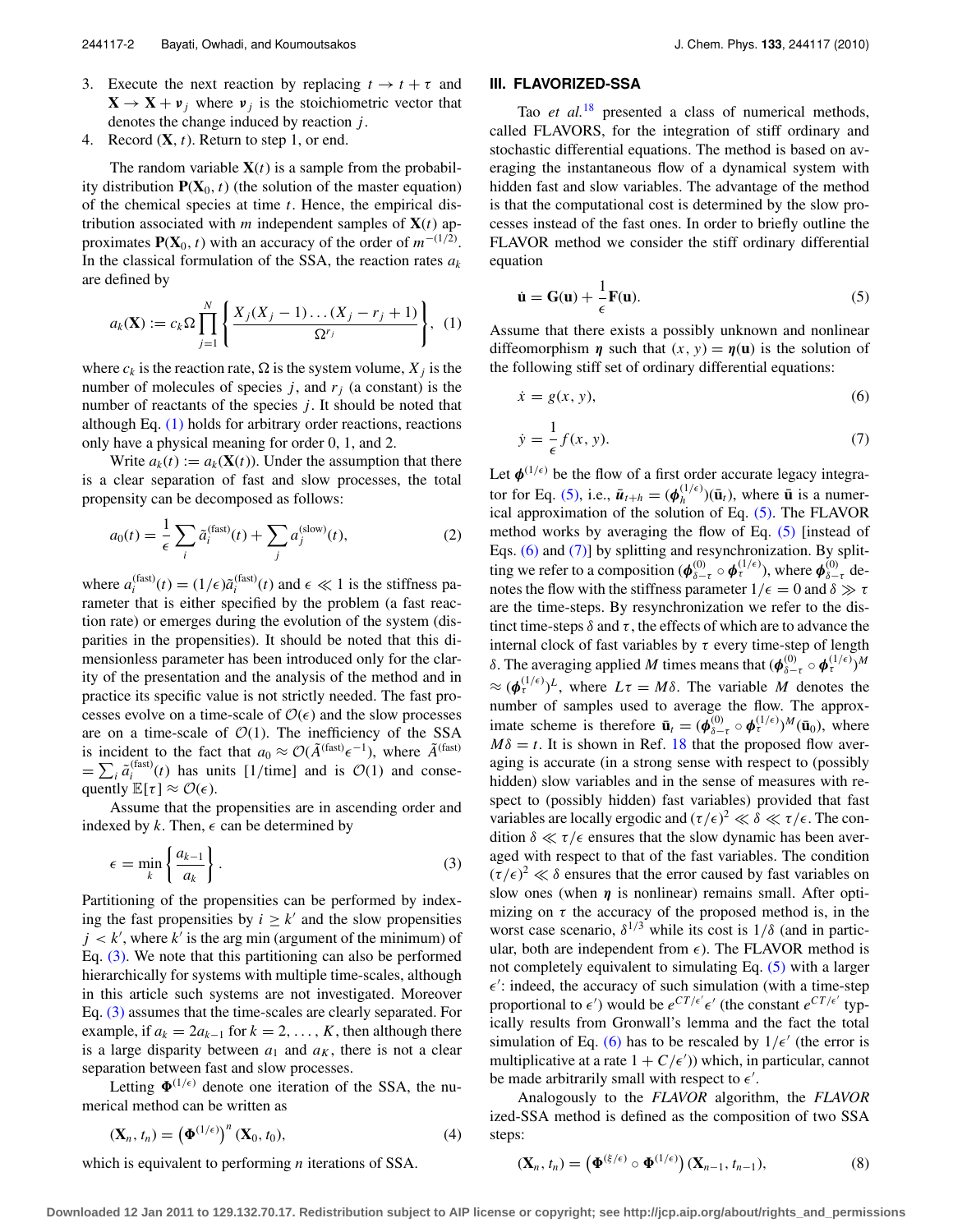3. Execute the next reaction by replacing $t \to t+\tau$ and $\mathbf{X} \to \mathbf{X} + \boldsymbol{\nu}_j$ where $\boldsymbol{\nu}_j$ is the stoichiometric vector that denotes the change induced by reaction $j$.
4. Record $(\mathbf{X}, t)$. Return to step 1, or end.

The random variable $\mathbf{X}(t)$ is a sample from the probability distribution $\mathbf{P}(\mathbf{X}_0, t)$ (the solution of the master equation) of the chemical species at time $t$. Hence, the empirical distribution associated with $m$ independent samples of $\mathbf{X}(t)$ approximates $\mathbf{P}(\mathbf{X}_0, t)$ with an accuracy of the order of $m^{-(1/2)}$. In the classical formulation of the SSA, the reaction rates $a_k$ are defined by

$$a_k(\mathbf{X}) := c_k \Omega \prod_{j=1}^{N} \left\{ \frac{X_j(X_j-1)\ldots(X_j-r_j+1)}{\Omega^{r_j}} \right\}, \quad (1)$$

where $c_k$ is the reaction rate, $\Omega$ is the system volume, $X_j$ is the number of molecules of species $j$, and $r_j$ (a constant) is the number of reactants of the species $j$. It should be noted that although Eq. (1) holds for arbitrary order reactions, reactions only have a physical meaning for order 0, 1, and 2.

Write $a_k(t) := a_k(\mathbf{X}(t))$. Under the assumption that there is a clear separation of fast and slow processes, the total propensity can be decomposed as follows:

$$a_0(t) = \frac{1}{\epsilon} \sum_i \tilde{a}_i^{(\text{fast})}(t) + \sum_j a_j^{(\text{slow})}(t), \quad (2)$$

where $a_i^{(\text{fast})}(t) = (1/\epsilon)\tilde{a}_i^{(\text{fast})}(t)$ and $\epsilon \ll 1$ is the stiffness parameter that is either specified by the problem (a fast reaction rate) or emerges during the evolution of the system (disparities in the propensities). It should be noted that this dimensionless parameter has been introduced only for the clarity of the presentation and the analysis of the method and in practice its specific value is not strictly needed. The fast processes evolve on a time-scale of $\mathcal{O}(\epsilon)$ and the slow processes are on a time-scale of $\mathcal{O}(1)$. The inefficiency of the SSA is incident to the fact that $a_0 \approx \mathcal{O}(\tilde{A}^{(\text{fast})}\epsilon^{-1})$, where $\tilde{A}^{(\text{fast})} = \sum_i \tilde{a}_i^{(\text{fast})}(t)$ has units [1/time] and is $\mathcal{O}(1)$ and consequently $\mathbb{E}[\tau] \approx \mathcal{O}(\epsilon)$.

Assume that the propensities are in ascending order and indexed by $k$. Then, $\epsilon$ can be determined by

$$\epsilon = \min_k \left\{ \frac{a_{k-1}}{a_k} \right\}. \quad (3)$$

Partitioning of the propensities can be performed by indexing the fast propensities by $i \geq k'$ and the slow propensities $j < k'$, where $k'$ is the arg min (argument of the minimum) of Eq. (3). We note that this partitioning can also be performed hierarchically for systems with multiple time-scales, although in this article such systems are not investigated. Moreover Eq. (3) assumes that the time-scales are clearly separated. For example, if $a_k = 2a_{k-1}$ for $k = 2, \ldots, K$, then although there is a large disparity between $a_1$ and $a_K$, there is not a clear separation between fast and slow processes.

Letting $\Phi^{(1/\epsilon)}$ denote one iteration of the SSA, the numerical method can be written as

$$(\mathbf{X}_n, t_n) = \left(\Phi^{(1/\epsilon)}\right)^n (\mathbf{X}_0, t_0), \quad (4)$$

which is equivalent to performing $n$ iterations of SSA.

## III. FLAVORIZED-SSA

Tao *et al.*[18] presented a class of numerical methods, called FLAVORS, for the integration of stiff ordinary and stochastic differential equations. The method is based on averaging the instantaneous flow of a dynamical system with hidden fast and slow variables. The advantage of the method is that the computational cost is determined by the slow processes instead of the fast ones. In order to briefly outline the FLAVOR method we consider the stiff ordinary differential equation

$$\dot{\mathbf{u}} = \mathbf{G}(\mathbf{u}) + \frac{1}{\epsilon}\mathbf{F}(\mathbf{u}). \quad (5)$$

Assume that there exists a possibly unknown and nonlinear diffeomorphism $\boldsymbol{\eta}$ such that $(x, y) = \boldsymbol{\eta}(\mathbf{u})$ is the solution of the following stiff set of ordinary differential equations:

$$\dot{x} = g(x, y), \quad (6)$$

$$\dot{y} = \frac{1}{\epsilon} f(x, y). \quad (7)$$

Let $\boldsymbol{\phi}^{(1/\epsilon)}$ be the flow of a first order accurate legacy integrator for Eq. (5), i.e., $\bar{\mathbf{u}}_{t+h} = (\boldsymbol{\phi}_h^{(1/\epsilon)})(\bar{\mathbf{u}}_t)$, where $\bar{\mathbf{u}}$ is a numerical approximation of the solution of Eq. (5). The FLAVOR method works by averaging the flow of Eq. (5) [instead of Eqs. (6) and (7)] by splitting and resynchronization. By splitting we refer to a composition $(\boldsymbol{\phi}_{\delta-\tau}^{(0)} \circ \boldsymbol{\phi}_\tau^{(1/\epsilon)})$, where $\boldsymbol{\phi}_{\delta-\tau}^{(0)}$ denotes the flow with the stiffness parameter $1/\epsilon = 0$ and $\delta \gg \tau$ are the time-steps. By resynchronization we refer to the distinct time-steps $\delta$ and $\tau$, the effects of which are to advance the internal clock of fast variables by $\tau$ every time-step of length $\delta$. The averaging applied $M$ times means that $(\boldsymbol{\phi}_{\delta-\tau}^{(0)} \circ \boldsymbol{\phi}_\tau^{(1/\epsilon)})^M \approx (\boldsymbol{\phi}_\tau^{(1/\epsilon)})^L$, where $L\tau = M\delta$. The variable $M$ denotes the number of samples used to average the flow. The approximate scheme is therefore $\bar{\mathbf{u}}_t = (\boldsymbol{\phi}_{\delta-\tau}^{(0)} \circ \boldsymbol{\phi}_\tau^{(1/\epsilon)})^M(\bar{\mathbf{u}}_0)$, where $M\delta = t$. It is shown in Ref. 18 that the proposed flow averaging is accurate (in a strong sense with respect to (possibly hidden) slow variables and in the sense of measures with respect to (possibly hidden) fast variables) provided that fast variables are locally ergodic and $(\tau/\epsilon)^2 \ll \delta \ll \tau/\epsilon$. The condition $\delta \ll \tau/\epsilon$ ensures that the slow dynamic has been averaged with respect to that of the fast variables. The condition $(\tau/\epsilon)^2 \ll \delta$ ensures that the error caused by fast variables on slow ones (when $\boldsymbol{\eta}$ is nonlinear) remains small. After optimizing on $\tau$ the accuracy of the proposed method is, in the worst case scenario, $\delta^{1/3}$ while its cost is $1/\delta$ (and in particular, both are independent from $\epsilon$). The FLAVOR method is not completely equivalent to simulating Eq. (5) with a larger $\epsilon'$: indeed, the accuracy of such simulation (with a time-step proportional to $\epsilon'$) would be $e^{CT/\epsilon'}\epsilon'$ (the constant $e^{CT/\epsilon'}$ typically results from Gronwall's lemma and the fact the total simulation of Eq. (6) has to be rescaled by $1/\epsilon'$ (the error is multiplicative at a rate $1 + C/\epsilon'$)) which, in particular, cannot be made arbitrarily small with respect to $\epsilon'$.

Analogously to the *FLAVOR* algorithm, the *FLAVOR* ized-SSA method is defined as the composition of two SSA steps:

$$(\mathbf{X}_n, t_n) = \left(\Phi^{(\xi/\epsilon)} \circ \Phi^{(1/\epsilon)}\right)(\mathbf{X}_{n-1}, t_{n-1}), \quad (8)$$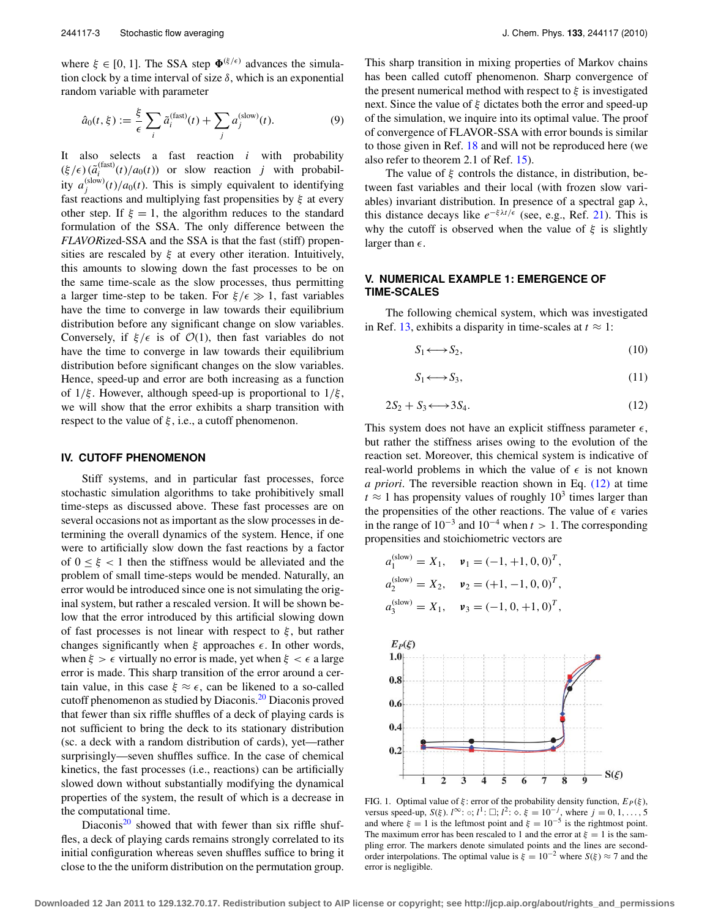where $\xi \in [0, 1]$. The SSA step $\Phi^{(\xi/\epsilon)}$ advances the simulation clock by a time interval of size $\delta$, which is an exponential random variable with parameter

$$\hat{a}_0(t, \xi) := \frac{\xi}{\epsilon} \sum_i \tilde{a}_i^{(\text{fast})}(t) + \sum_j a_j^{(\text{slow})}(t). \tag{9}$$

It also selects a fast reaction $i$ with probability $(\xi/\epsilon)(\tilde{a}_i^{(\text{fast})}(t)/a_0(t))$ or slow reaction $j$ with probability $a_j^{(\text{slow})}(t)/a_0(t)$. This is simply equivalent to identifying fast reactions and multiplying fast propensities by $\xi$ at every other step. If $\xi = 1$, the algorithm reduces to the standard formulation of the SSA. The only difference between the *FLAVOR*ized-SSA and the SSA is that the fast (stiff) propensities are rescaled by $\xi$ at every other iteration. Intuitively, this amounts to slowing down the fast processes to be on the same time-scale as the slow processes, thus permitting a larger time-step to be taken. For $\xi/\epsilon \gg 1$, fast variables have the time to converge in law towards their equilibrium distribution before any significant change on slow variables. Conversely, if $\xi/\epsilon$ is of $\mathcal{O}(1)$, then fast variables do not have the time to converge in law towards their equilibrium distribution before significant changes on the slow variables. Hence, speed-up and error are both increasing as a function of $1/\xi$. However, although speed-up is proportional to $1/\xi$, we will show that the error exhibits a sharp transition with respect to the value of $\xi$, i.e., a cutoff phenomenon.

## IV. CUTOFF PHENOMENON

Stiff systems, and in particular fast processes, force stochastic simulation algorithms to take prohibitively small time-steps as discussed above. These fast processes are on several occasions not as important as the slow processes in determining the overall dynamics of the system. Hence, if one were to artificially slow down the fast reactions by a factor of $0 \leq \xi < 1$ then the stiffness would be alleviated and the problem of small time-steps would be mended. Naturally, an error would be introduced since one is not simulating the original system, but rather a rescaled version. It will be shown below that the error introduced by this artificial slowing down of fast processes is not linear with respect to $\xi$, but rather changes significantly when $\xi$ approaches $\epsilon$. In other words, when $\xi > \epsilon$ virtually no error is made, yet when $\xi < \epsilon$ a large error is made. This sharp transition of the error around a certain value, in this case $\xi \approx \epsilon$, can be likened to a so-called cutoff phenomenon as studied by Diaconis.[20] Diaconis proved that fewer than six riffle shuffles of a deck of playing cards is not sufficient to bring the deck to its stationary distribution (sc. a deck with a random distribution of cards), yet—rather surprisingly—seven shuffles suffice. In the case of chemical kinetics, the fast processes (i.e., reactions) can be artificially slowed down without substantially modifying the dynamical properties of the system, the result of which is a decrease in the computational time.

Diaconis[20] showed that with fewer than six riffle shuffles, a deck of playing cards remains strongly correlated to its initial configuration whereas seven shuffles suffice to bring it close to the the uniform distribution on the permutation group.

This sharp transition in mixing properties of Markov chains has been called cutoff phenomenon. Sharp convergence of the present numerical method with respect to $\xi$ is investigated next. Since the value of $\xi$ dictates both the error and speed-up of the simulation, we inquire into its optimal value. The proof of convergence of FLAVOR-SSA with error bounds is similar to those given in Ref. 18 and will not be reproduced here (we also refer to theorem 2.1 of Ref. 15).

The value of $\xi$ controls the distance, in distribution, between fast variables and their local (with frozen slow variables) invariant distribution. In presence of a spectral gap $\lambda$, this distance decays like $e^{-\xi\lambda t/\epsilon}$ (see, e.g., Ref. 21). This is why the cutoff is observed when the value of $\xi$ is slightly larger than $\epsilon$.

## V. NUMERICAL EXAMPLE 1: EMERGENCE OF TIME-SCALES

The following chemical system, which was investigated in Ref. 13, exhibits a disparity in time-scales at $t \approx 1$:

$$S_1 \longleftrightarrow S_2, \tag{10}$$

$$S_1 \longleftrightarrow S_3, \tag{11}$$

$$2S_2 + S_3 \longleftrightarrow 3S_4. \tag{12}$$

This system does not have an explicit stiffness parameter $\epsilon$, but rather the stiffness arises owing to the evolution of the reaction set. Moreover, this chemical system is indicative of real-world problems in which the value of $\epsilon$ is not known *a priori*. The reversible reaction shown in Eq. (12) at time $t \approx 1$ has propensity values of roughly $10^3$ times larger than the propensities of the other reactions. The value of $\epsilon$ varies in the range of $10^{-3}$ and $10^{-4}$ when $t > 1$. The corresponding propensities and stoichiometric vectors are

$$a_1^{(\text{slow})} = X_1, \quad \boldsymbol{\nu}_1 = (-1, +1, 0, 0)^T,$$

$$a_2^{(\text{slow})} = X_2, \quad \boldsymbol{\nu}_2 = (+1, -1, 0, 0)^T,$$

$$a_3^{(\text{slow})} = X_1, \quad \boldsymbol{\nu}_3 = (-1, 0, +1, 0)^T,$$

FIG. 1. Optimal value of $\xi$: error of the probability density function, $E_P(\xi)$, versus speed-up, $S(\xi)$. $l^\infty$: $\circ$; $l^1$: $\square$; $l^2$: $\diamond$. $\xi = 10^{-j}$, where $j = 0, 1, \ldots, 5$ and where $\xi = 1$ is the leftmost point and $\xi = 10^{-5}$ is the rightmost point. The maximum error has been rescaled to 1 and the error at $\xi = 1$ is the sampling error. The markers denote simulated points and the lines are second-order interpolations. The optimal value is $\xi = 10^{-2}$ where $S(\xi) \approx 7$ and the error is negligible.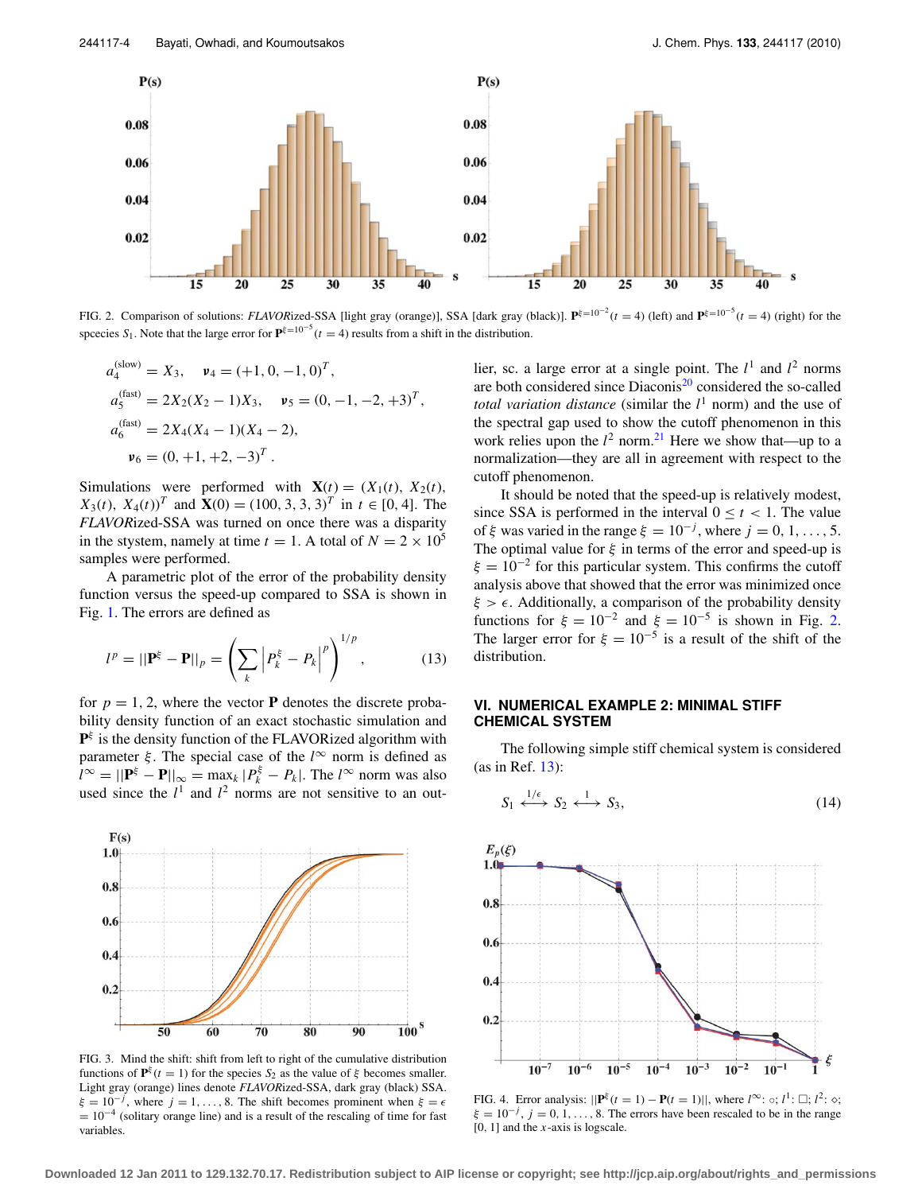FIG. 2. Comparison of solutions: *FLAVOR*ized-SSA [light gray (orange)], SSA [dark gray (black)]. $\mathbf{P}^{\xi=10^{-2}}(t=4)$ (left) and $\mathbf{P}^{\xi=10^{-5}}(t=4)$ (right) for the speecies $S_1$. Note that the large error for $\mathbf{P}^{\xi=10^{-5}}(t=4)$ results from a shift in the distribution.

$$a_4^{(\text{slow})} = X_3, \quad \boldsymbol{\nu}_4 = (+1, 0, -1, 0)^T,$$

$$a_5^{(\text{fast})} = 2X_2(X_2-1)X_3, \quad \boldsymbol{\nu}_5 = (0, -1, -2, +3)^T,$$

$$a_6^{(\text{fast})} = 2X_4(X_4-1)(X_4-2),$$

$$\boldsymbol{\nu}_6 = (0, +1, +2, -3)^T.$$

Simulations were performed with $\mathbf{X}(t) = (X_1(t), X_2(t), X_3(t), X_4(t))^T$ and $\mathbf{X}(0) = (100, 3, 3, 3)^T$ in $t \in [0, 4]$. The *FLAVOR*ized-SSA was turned on once there was a disparity in the system, namely at time $t = 1$. A total of $N = 2 \times 10^5$ samples were performed.

A parametric plot of the error of the probability density function versus the speed-up compared to SSA is shown in Fig. 1. The errors are defined as

$$l^p = ||\mathbf{P}^\xi - \mathbf{P}||_p = \left( \sum_k \left| P_k^\xi - P_k \right|^p \right)^{1/p}, \tag{13}$$

for $p = 1, 2$, where the vector $\mathbf{P}$ denotes the discrete probability density function of an exact stochastic simulation and $\mathbf{P}^\xi$ is the density function of the FLAVORized algorithm with parameter $\xi$. The special case of the $l^\infty$ norm is defined as $l^\infty = ||\mathbf{P}^\xi - \mathbf{P}||_\infty = \max_k |P_k^\xi - P_k|$. The $l^\infty$ norm was also used since the $l^1$ and $l^2$ norms are not sensitive to an outlier, sc. a large error at a single point. The $l^1$ and $l^2$ norms are both considered since Diaconis[20] considered the so-called *total variation distance* (similar the $l^1$ norm) and the use of the spectral gap used to show the cutoff phenomenon in this work relies upon the $l^2$ norm.[21] Here we show that—up to a normalization—they are all in agreement with respect to the cutoff phenomenon.

It should be noted that the speed-up is relatively modest, since SSA is performed in the interval $0 \le t < 1$. The value of $\xi$ was varied in the range $\xi = 10^{-j}$, where $j = 0, 1, \ldots, 5$. The optimal value for $\xi$ in terms of the error and speed-up is $\xi = 10^{-2}$ for this particular system. This confirms the cutoff analysis above that showed that the error was minimized once $\xi > \epsilon$. Additionally, a comparison of the probability density functions for $\xi = 10^{-2}$ and $\xi = 10^{-5}$ is shown in Fig. 2. The larger error for $\xi = 10^{-5}$ is a result of the shift of the distribution.

## VI. NUMERICAL EXAMPLE 2: MINIMAL STIFF CHEMICAL SYSTEM

The following simple stiff chemical system is considered (as in Ref. 13):

$$S_1 \overset{1/\epsilon}{\longleftrightarrow} S_2 \overset{1}{\longleftrightarrow} S_3, \tag{14}$$

FIG. 3. Mind the shift: shift from left to right of the cumulative distribution functions of $\mathbf{P}^\xi(t=1)$ for the species $S_2$ as the value of $\xi$ becomes smaller. Light gray (orange) lines denote *FLAVOR*ized-SSA, dark gray (black) SSA. $\xi = 10^{-j}$, where $j = 1, \ldots, 8$. The shift becomes prominent when $\xi = \epsilon = 10^{-4}$ (solitary orange line) and is a result of the rescaling of time for fast variables.

FIG. 4. Error analysis: $||\mathbf{P}^\xi(t=1) - \mathbf{P}(t=1)||$, where $l^\infty$: ○; $l^1$: □; $l^2$: ◇; $\xi = 10^{-j}$, $j = 0, 1, \ldots, 8$. The errors have been rescaled to be in the range [0, 1] and the $x$-axis is logscale.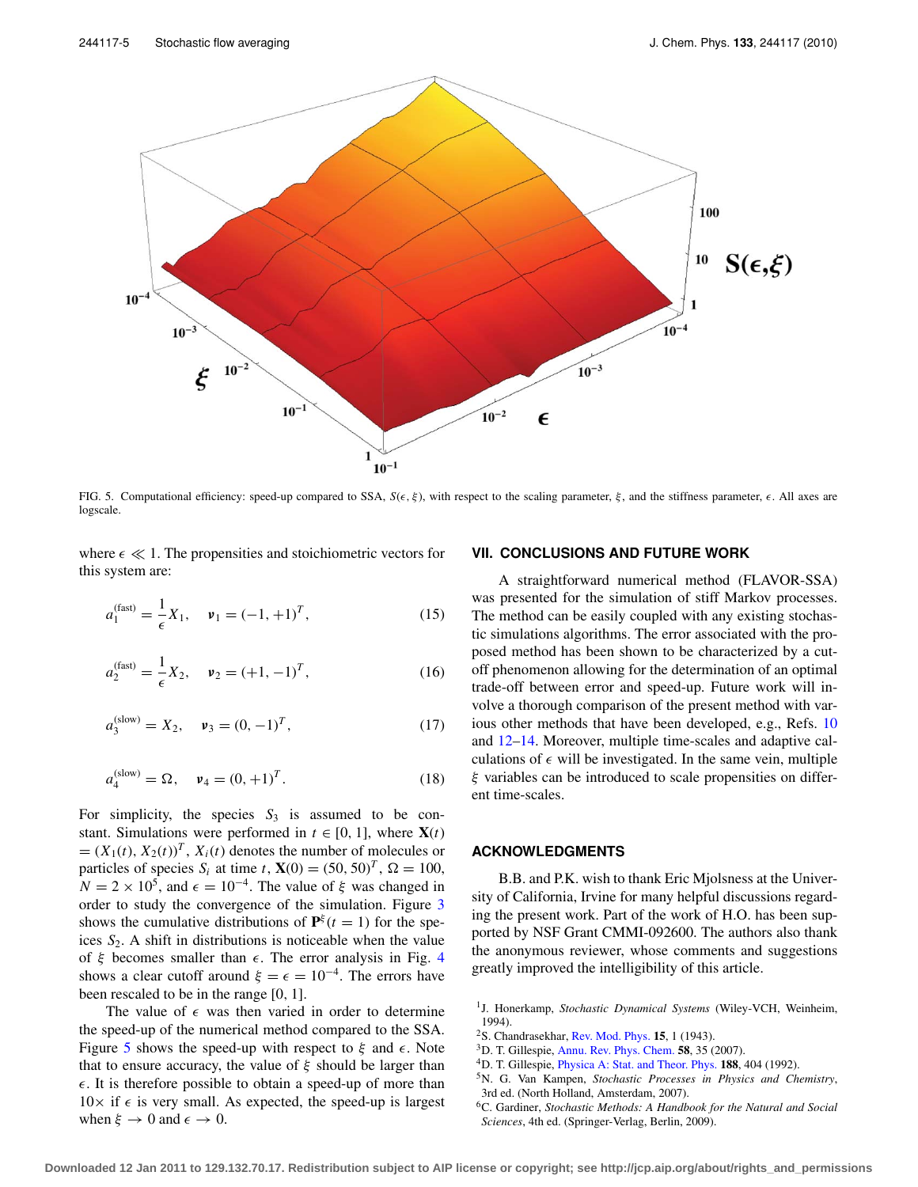FIG. 5. Computational efficiency: speed-up compared to SSA, $S(\epsilon, \xi)$, with respect to the scaling parameter, $\xi$, and the stiffness parameter, $\epsilon$. All axes are logscale.

where $\epsilon \ll 1$. The propensities and stoichiometric vectors for this system are:

$$a_1^{(\text{fast})} = \frac{1}{\epsilon} X_1, \quad \boldsymbol{\nu}_1 = (-1, +1)^T, \tag{15}$$

$$a_2^{(\text{fast})} = \frac{1}{\epsilon} X_2, \quad \boldsymbol{\nu}_2 = (+1, -1)^T, \tag{16}$$

$$a_3^{(\text{slow})} = X_2, \quad \boldsymbol{\nu}_3 = (0, -1)^T, \tag{17}$$

$$a_4^{(\text{slow})} = \Omega, \quad \boldsymbol{\nu}_4 = (0, +1)^T. \tag{18}$$

For simplicity, the species $S_3$ is assumed to be constant. Simulations were performed in $t \in [0, 1]$, where $\mathbf{X}(t) = (X_1(t), X_2(t))^T$, $X_i(t)$ denotes the number of molecules or particles of species $S_i$ at time $t$, $\mathbf{X}(0) = (50, 50)^T$, $\Omega = 100$, $N = 2 \times 10^5$, and $\epsilon = 10^{-4}$. The value of $\xi$ was changed in order to study the convergence of the simulation. Figure 3 shows the cumulative distributions of $\mathbf{P}^{\xi}(t = 1)$ for the species $S_2$. A shift in distributions is noticeable when the value of $\xi$ becomes smaller than $\epsilon$. The error analysis in Fig. 4 shows a clear cutoff around $\xi = \epsilon = 10^{-4}$. The errors have been rescaled to be in the range [0, 1].

The value of $\epsilon$ was then varied in order to determine the speed-up of the numerical method compared to the SSA. Figure 5 shows the speed-up with respect to $\xi$ and $\epsilon$. Note that to ensure accuracy, the value of $\xi$ should be larger than $\epsilon$. It is therefore possible to obtain a speed-up of more than $10\times$ if $\epsilon$ is very small. As expected, the speed-up is largest when $\xi \to 0$ and $\epsilon \to 0$.

## VII. CONCLUSIONS AND FUTURE WORK

A straightforward numerical method (FLAVOR-SSA) was presented for the simulation of stiff Markov processes. The method can be easily coupled with any existing stochastic simulations algorithms. The error associated with the proposed method has been shown to be characterized by a cutoff phenomenon allowing for the determination of an optimal trade-off between error and speed-up. Future work will involve a thorough comparison of the present method with various other methods that have been developed, e.g., Refs. 10 and 12–14. Moreover, multiple time-scales and adaptive calculations of $\epsilon$ will be investigated. In the same vein, multiple $\xi$ variables can be introduced to scale propensities on different time-scales.

## ACKNOWLEDGMENTS

B.B. and P.K. wish to thank Eric Mjolsness at the University of California, Irvine for many helpful discussions regarding the present work. Part of the work of H.O. has been supported by NSF Grant CMMI-092600. The authors also thank the anonymous reviewer, whose comments and suggestions greatly improved the intelligibility of this article.

[1] J. Honerkamp, *Stochastic Dynamical Systems* (Wiley-VCH, Weinheim, 1994).
[2] S. Chandrasekhar, Rev. Mod. Phys. **15**, 1 (1943).
[3] D. T. Gillespie, Annu. Rev. Phys. Chem. **58**, 35 (2007).
[4] D. T. Gillespie, Physica A: Stat. and Theor. Phys. **188**, 404 (1992).
[5] N. G. Van Kampen, *Stochastic Processes in Physics and Chemistry*, 3rd ed. (North Holland, Amsterdam, 2007).
[6] C. Gardiner, *Stochastic Methods: A Handbook for the Natural and Social Sciences*, 4th ed. (Springer-Verlag, Berlin, 2009).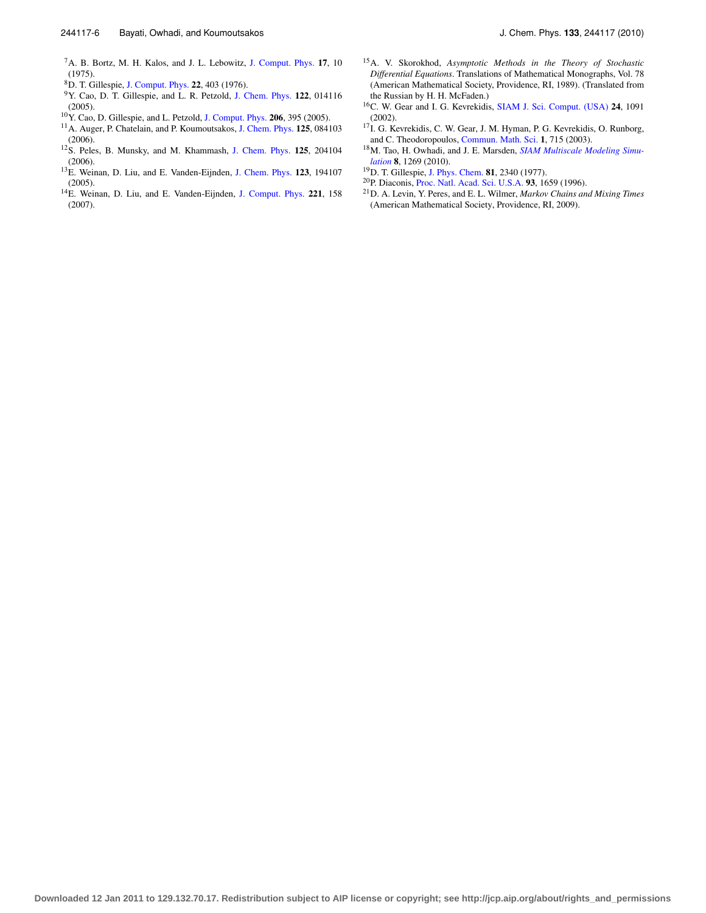[7] A. B. Bortz, M. H. Kalos, and J. L. Lebowitz, J. Comput. Phys. **17**, 10 (1975).

[8] D. T. Gillespie, J. Comput. Phys. **22**, 403 (1976).

[9] Y. Cao, D. T. Gillespie, and L. R. Petzold, J. Chem. Phys. **122**, 014116 (2005).

[10] Y. Cao, D. Gillespie, and L. Petzold, J. Comput. Phys. **206**, 395 (2005).

[11] A. Auger, P. Chatelain, and P. Koumoutsakos, J. Chem. Phys. **125**, 084103 (2006).

[12] S. Peles, B. Munsky, and M. Khammash, J. Chem. Phys. **125**, 204104 (2006).

[13] E. Weinan, D. Liu, and E. Vanden-Eijnden, J. Chem. Phys. **123**, 194107 (2005).

[14] E. Weinan, D. Liu, and E. Vanden-Eijnden, J. Comput. Phys. **221**, 158 (2007).

[15] A. V. Skorokhod, *Asymptotic Methods in the Theory of Stochastic Differential Equations*. Translations of Mathematical Monographs, Vol. 78 (American Mathematical Society, Providence, RI, 1989). (Translated from the Russian by H. H. McFaden.)

[16] C. W. Gear and I. G. Kevrekidis, SIAM J. Sci. Comput. (USA) **24**, 1091 (2002).

[17] I. G. Kevrekidis, C. W. Gear, J. M. Hyman, P. G. Kevrekidis, O. Runborg, and C. Theodoropoulos, Commun. Math. Sci. **1**, 715 (2003).

[18] M. Tao, H. Owhadi, and J. E. Marsden, *SIAM Multiscale Modeling Simulation* **8**, 1269 (2010).

[19] D. T. Gillespie, J. Phys. Chem. **81**, 2340 (1977).

[20] P. Diaconis, Proc. Natl. Acad. Sci. U.S.A. **93**, 1659 (1996).

[21] D. A. Levin, Y. Peres, and E. L. Wilmer, *Markov Chains and Mixing Times* (American Mathematical Society, Providence, RI, 2009).